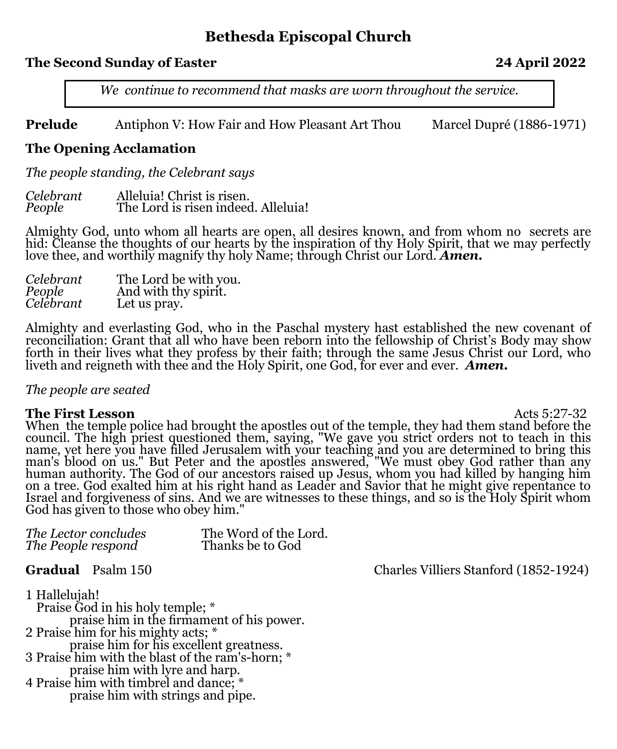# Bethesda Episcopal Church

**The Second Sunday of Easter** **24 April 2022**

*We continue to recommend that masks are worn throughout the service.*

**Prelude** Antiphon V: How Fair and How Pleasant Art Thou Marcel Dupré (1886-1971)

**The Opening Acclamation**

*The people standing, the Celebrant says*

*Celebrant* Alleluia! Christ is risen.
*People* The Lord is risen indeed. Alleluia!

Almighty God, unto whom all hearts are open, all desires known, and from whom no secrets are hid: Cleanse the thoughts of our hearts by the inspiration of thy Holy Spirit, that we may perfectly love thee, and worthily magnify thy holy Name; through Christ our Lord. ***Amen.***

*Celebrant* The Lord be with you.
*People* And with thy spirit.
*Celebrant* Let us pray.

Almighty and everlasting God, who in the Paschal mystery hast established the new covenant of reconciliation: Grant that all who have been reborn into the fellowship of Christ's Body may show forth in their lives what they profess by their faith; through the same Jesus Christ our Lord, who liveth and reigneth with thee and the Holy Spirit, one God, for ever and ever. ***Amen.***

*The people are seated*

**The First Lesson** Acts 5:27-32

When the temple police had brought the apostles out of the temple, they had them stand before the council. The high priest questioned them, saying, "We gave you strict orders not to teach in this name, yet here you have filled Jerusalem with your teaching and you are determined to bring this man's blood on us." But Peter and the apostles answered, "We must obey God rather than any human authority. The God of our ancestors raised up Jesus, whom you had killed by hanging him on a tree. God exalted him at his right hand as Leader and Savior that he might give repentance to Israel and forgiveness of sins. And we are witnesses to these things, and so is the Holy Spirit whom God has given to those who obey him."

*The Lector concludes* The Word of the Lord.
*The People respond* Thanks be to God

**Gradual** Psalm 150 Charles Villiers Stanford (1852-1924)

1 Hallelujah!
Praise God in his holy temple; *
praise him in the firmament of his power.
2 Praise him for his mighty acts; *
praise him for his excellent greatness.
3 Praise him with the blast of the ram's-horn; *
praise him with lyre and harp.
4 Praise him with timbrel and dance; *
praise him with strings and pipe.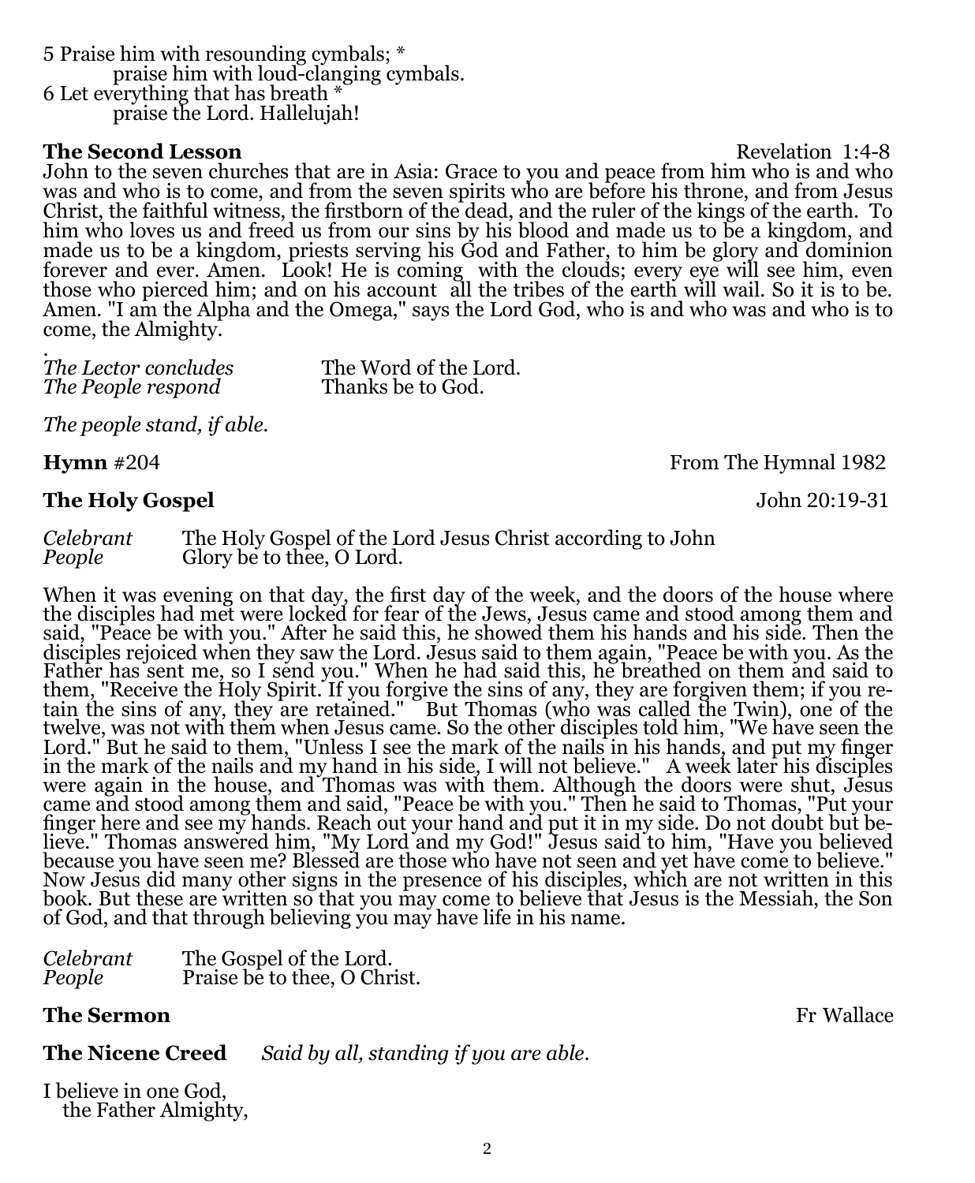5 Praise him with resounding cymbals; *
praise him with loud-clanging cymbals.
6 Let everything that has breath *
praise the Lord. Hallelujah!

**The Second Lesson** Revelation 1:4-8

John to the seven churches that are in Asia: Grace to you and peace from him who is and who was and who is to come, and from the seven spirits who are before his throne, and from Jesus Christ, the faithful witness, the firstborn of the dead, and the ruler of the kings of the earth. To him who loves us and freed us from our sins by his blood and made us to be a kingdom, and made us to be a kingdom, priests serving his God and Father, to him be glory and dominion forever and ever. Amen. Look! He is coming with the clouds; every eye will see him, even those who pierced him; and on his account all the tribes of the earth will wail. So it is to be. Amen. "I am the Alpha and the Omega," says the Lord God, who is and who was and who is to come, the Almighty.

.

*The Lector concludes* The Word of the Lord.
*The People respond* Thanks be to God.

*The people stand, if able.*

**Hymn** #204 From The Hymnal 1982

**The Holy Gospel** John 20:19-31

*Celebrant* The Holy Gospel of the Lord Jesus Christ according to John
*People* Glory be to thee, O Lord.

When it was evening on that day, the first day of the week, and the doors of the house where the disciples had met were locked for fear of the Jews, Jesus came and stood among them and said, "Peace be with you." After he said this, he showed them his hands and his side. Then the disciples rejoiced when they saw the Lord. Jesus said to them again, "Peace be with you. As the Father has sent me, so I send you." When he had said this, he breathed on them and said to them, "Receive the Holy Spirit. If you forgive the sins of any, they are forgiven them; if you retain the sins of any, they are retained." But Thomas (who was called the Twin), one of the twelve, was not with them when Jesus came. So the other disciples told him, "We have seen the Lord." But he said to them, "Unless I see the mark of the nails in his hands, and put my finger in the mark of the nails and my hand in his side, I will not believe." A week later his disciples were again in the house, and Thomas was with them. Although the doors were shut, Jesus came and stood among them and said, "Peace be with you." Then he said to Thomas, "Put your finger here and see my hands. Reach out your hand and put it in my side. Do not doubt but believe." Thomas answered him, "My Lord and my God!" Jesus said to him, "Have you believed because you have seen me? Blessed are those who have not seen and yet have come to believe." Now Jesus did many other signs in the presence of his disciples, which are not written in this book. But these are written so that you may come to believe that Jesus is the Messiah, the Son of God, and that through believing you may have life in his name.

*Celebrant* The Gospel of the Lord.
*People* Praise be to thee, O Christ.

**The Sermon** Fr Wallace

**The Nicene Creed** *Said by all, standing if you are able.*

I believe in one God,
the Father Almighty,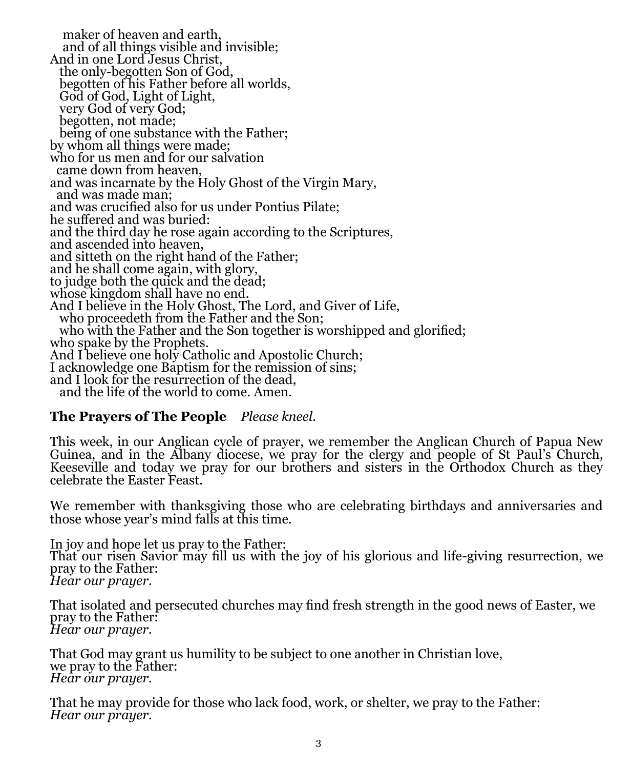maker of heaven and earth,
and of all things visible and invisible;
And in one Lord Jesus Christ,
the only-begotten Son of God,
begotten of his Father before all worlds,
God of God, Light of Light,
very God of very God;
begotten, not made;
being of one substance with the Father;
by whom all things were made;
who for us men and for our salvation
came down from heaven,
and was incarnate by the Holy Ghost of the Virgin Mary,
and was made man;
and was crucified also for us under Pontius Pilate;
he suffered and was buried:
and the third day he rose again according to the Scriptures,
and ascended into heaven,
and sitteth on the right hand of the Father;
and he shall come again, with glory,
to judge both the quick and the dead;
whose kingdom shall have no end.
And I believe in the Holy Ghost, The Lord, and Giver of Life,
who proceedeth from the Father and the Son;
who with the Father and the Son together is worshipped and glorified;
who spake by the Prophets.
And I believe one holy Catholic and Apostolic Church;
I acknowledge one Baptism for the remission of sins;
and I look for the resurrection of the dead,
and the life of the world to come. Amen.

**The Prayers of The People** *Please kneel.*

This week, in our Anglican cycle of prayer, we remember the Anglican Church of Papua New Guinea, and in the Albany diocese, we pray for the clergy and people of St Paul's Church, Keeseville and today we pray for our brothers and sisters in the Orthodox Church as they celebrate the Easter Feast.

We remember with thanksgiving those who are celebrating birthdays and anniversaries and those whose year's mind falls at this time.

In joy and hope let us pray to the Father:
That our risen Savior may fill us with the joy of his glorious and life-giving resurrection, we pray to the Father:
*Hear our prayer.*

That isolated and persecuted churches may find fresh strength in the good news of Easter, we pray to the Father:
*Hear our prayer.*

That God may grant us humility to be subject to one another in Christian love,
we pray to the Father:
*Hear our prayer.*

That he may provide for those who lack food, work, or shelter, we pray to the Father:
*Hear our prayer.*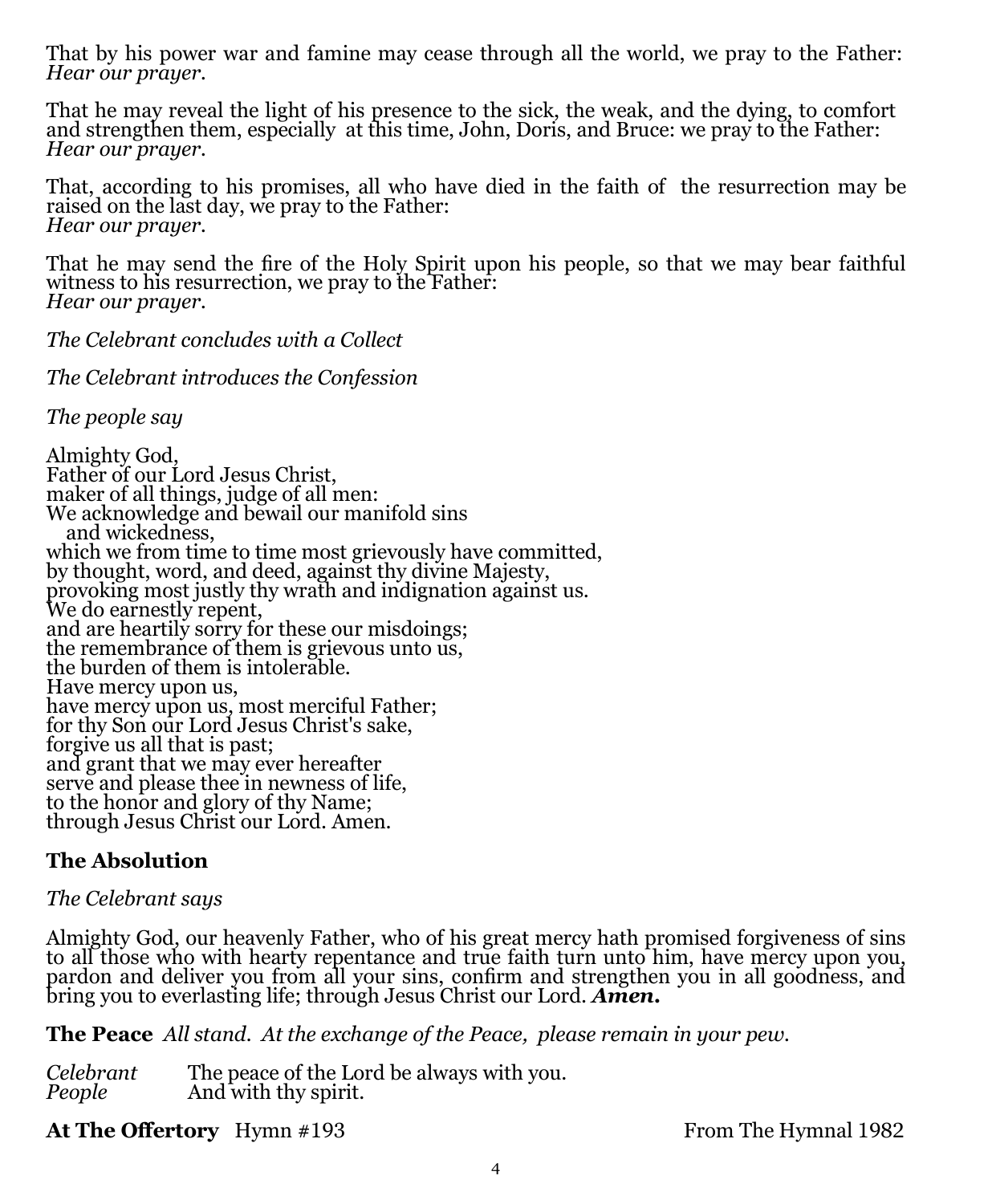That by his power war and famine may cease through all the world, we pray to the Father:
*Hear our prayer.*

That he may reveal the light of his presence to the sick, the weak, and the dying, to comfort and strengthen them, especially at this time, John, Doris, and Bruce: we pray to the Father:
*Hear our prayer.*

That, according to his promises, all who have died in the faith of the resurrection may be raised on the last day, we pray to the Father:
*Hear our prayer.*

That he may send the fire of the Holy Spirit upon his people, so that we may bear faithful witness to his resurrection, we pray to the Father:
*Hear our prayer.*

*The Celebrant concludes with a Collect*

*The Celebrant introduces the Confession*

*The people say*

Almighty God,
Father of our Lord Jesus Christ,
maker of all things, judge of all men:
We acknowledge and bewail our manifold sins
   and wickedness,
which we from time to time most grievously have committed,
by thought, word, and deed, against thy divine Majesty,
provoking most justly thy wrath and indignation against us.
We do earnestly repent,
and are heartily sorry for these our misdoings;
the remembrance of them is grievous unto us,
the burden of them is intolerable.
Have mercy upon us,
have mercy upon us, most merciful Father;
for thy Son our Lord Jesus Christ's sake,
forgive us all that is past;
and grant that we may ever hereafter
serve and please thee in newness of life,
to the honor and glory of thy Name;
through Jesus Christ our Lord. Amen.

**The Absolution**

*The Celebrant says*

Almighty God, our heavenly Father, who of his great mercy hath promised forgiveness of sins to all those who with hearty repentance and true faith turn unto him, have mercy upon you, pardon and deliver you from all your sins, confirm and strengthen you in all goodness, and bring you to everlasting life; through Jesus Christ our Lord. ***Amen.***

**The Peace** *All stand. At the exchange of the Peace, please remain in your pew.*

*Celebrant* The peace of the Lord be always with you.
*People* And with thy spirit.

**At The Offertory** Hymn #193 From The Hymnal 1982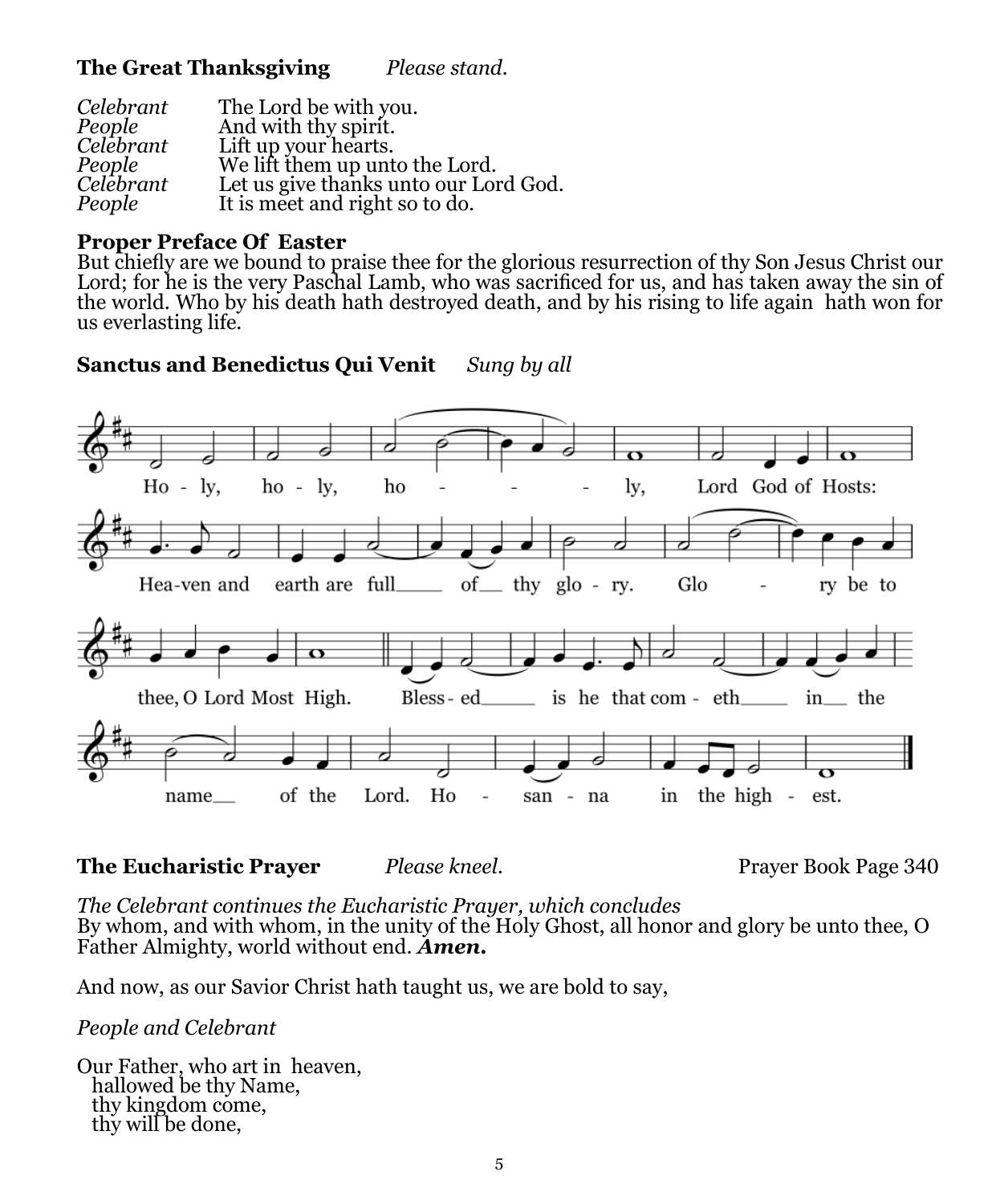**The Great Thanksgiving** *Please stand.*

*Celebrant* The Lord be with you.
*People* And with thy spirit.
*Celebrant* Lift up your hearts.
*People* We lift them up unto the Lord.
*Celebrant* Let us give thanks unto our Lord God.
*People* It is meet and right so to do.

**Proper Preface Of Easter**
But chiefly are we bound to praise thee for the glorious resurrection of thy Son Jesus Christ our Lord; for he is the very Paschal Lamb, who was sacrificed for us, and has taken away the sin of the world. Who by his death hath destroyed death, and by his rising to life again hath won for us everlasting life.

**Sanctus and Benedictus Qui Venit** *Sung by all*

Holy, holy, holy, Lord God of Hosts: Heaven and earth are full of thy glory. Glory be to thee, O Lord Most High. Blessed is he that cometh in the name of the Lord. Hosanna in the highest.

**The Eucharistic Prayer** *Please kneel.* Prayer Book Page 340

*The Celebrant continues the Eucharistic Prayer, which concludes*
By whom, and with whom, in the unity of the Holy Ghost, all honor and glory be unto thee, O Father Almighty, world without end. ***Amen.***

And now, as our Savior Christ hath taught us, we are bold to say,

*People and Celebrant*

Our Father, who art in heaven,
hallowed be thy Name,
thy kingdom come,
thy will be done,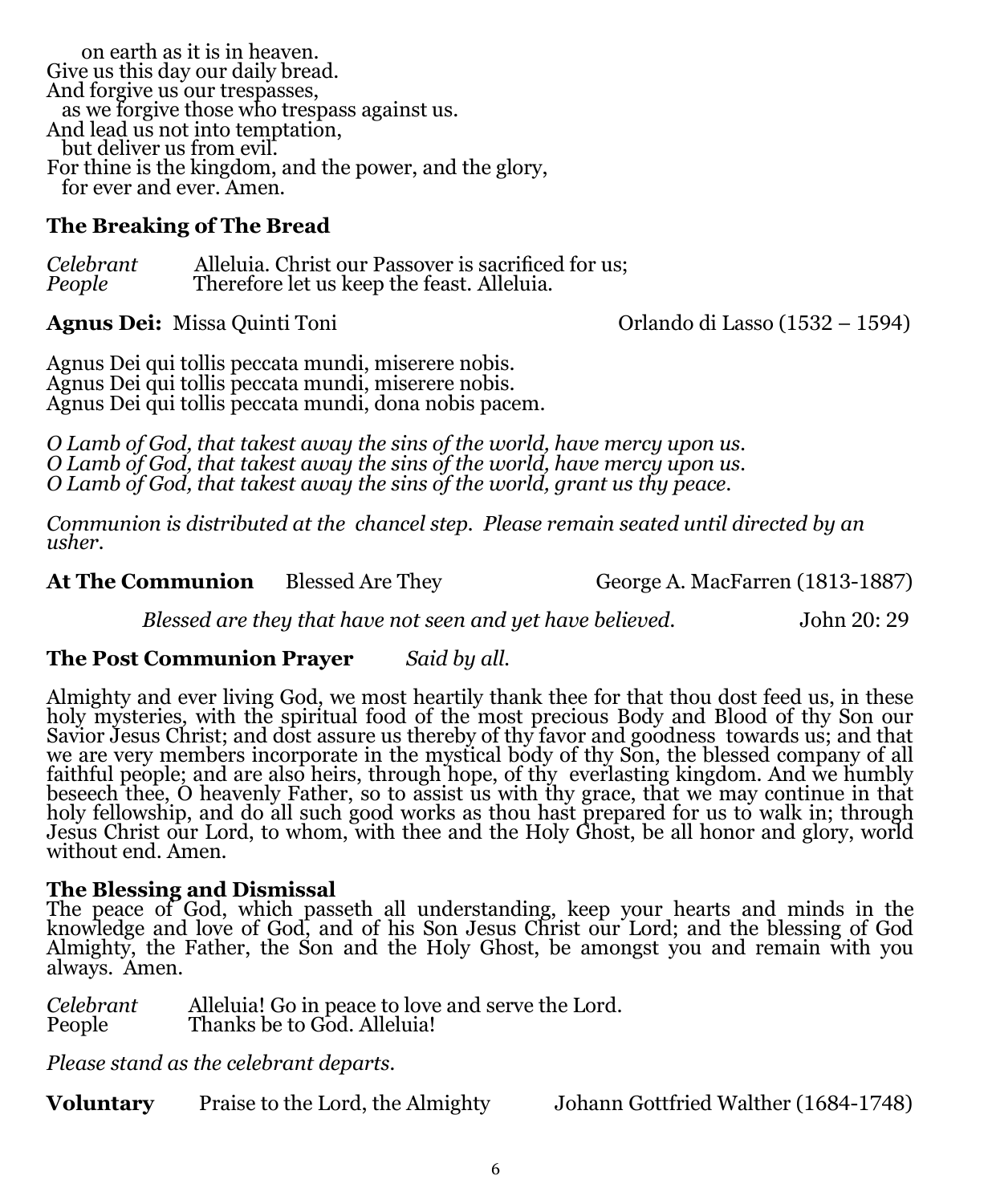on earth as it is in heaven.
Give us this day our daily bread.
And forgive us our trespasses,
as we forgive those who trespass against us.
And lead us not into temptation,
but deliver us from evil.
For thine is the kingdom, and the power, and the glory,
for ever and ever. Amen.

**The Breaking of The Bread**

*Celebrant* Alleluia. Christ our Passover is sacrificed for us;
*People* Therefore let us keep the feast. Alleluia.

**Agnus Dei:** Missa Quinti Toni Orlando di Lasso (1532 – 1594)

Agnus Dei qui tollis peccata mundi, miserere nobis.
Agnus Dei qui tollis peccata mundi, miserere nobis.
Agnus Dei qui tollis peccata mundi, dona nobis pacem.

*O Lamb of God, that takest away the sins of the world, have mercy upon us.*
*O Lamb of God, that takest away the sins of the world, have mercy upon us.*
*O Lamb of God, that takest away the sins of the world, grant us thy peace.*

*Communion is distributed at the chancel step. Please remain seated until directed by an usher.*

**At The Communion** Blessed Are They George A. MacFarren (1813-1887)

*Blessed are they that have not seen and yet have believed.* John 20: 29

**The Post Communion Prayer** *Said by all.*

Almighty and ever living God, we most heartily thank thee for that thou dost feed us, in these holy mysteries, with the spiritual food of the most precious Body and Blood of thy Son our Savior Jesus Christ; and dost assure us thereby of thy favor and goodness towards us; and that we are very members incorporate in the mystical body of thy Son, the blessed company of all faithful people; and are also heirs, through hope, of thy everlasting kingdom. And we humbly beseech thee, O heavenly Father, so to assist us with thy grace, that we may continue in that holy fellowship, and do all such good works as thou hast prepared for us to walk in; through Jesus Christ our Lord, to whom, with thee and the Holy Ghost, be all honor and glory, world without end. Amen.

**The Blessing and Dismissal**
The peace of God, which passeth all understanding, keep your hearts and minds in the knowledge and love of God, and of his Son Jesus Christ our Lord; and the blessing of God Almighty, the Father, the Son and the Holy Ghost, be amongst you and remain with you always. Amen.

*Celebrant* Alleluia! Go in peace to love and serve the Lord.
People Thanks be to God. Alleluia!

*Please stand as the celebrant departs.*

**Voluntary** Praise to the Lord, the Almighty Johann Gottfried Walther (1684-1748)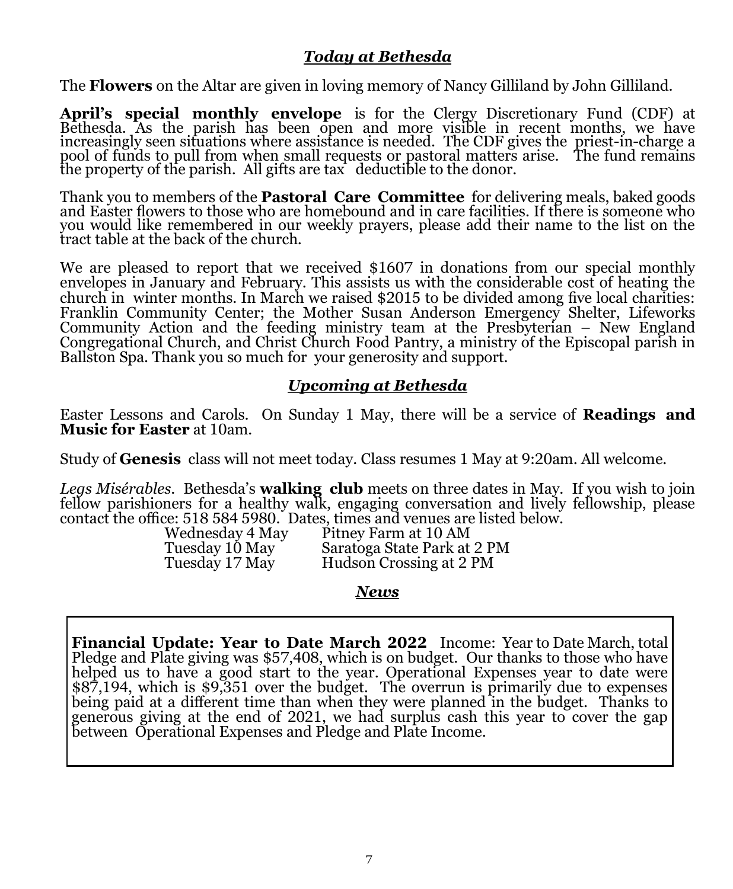## ***Today at Bethesda***

The **Flowers** on the Altar are given in loving memory of Nancy Gilliland by John Gilliland.

**April's special monthly envelope** is for the Clergy Discretionary Fund (CDF) at Bethesda. As the parish has been open and more visible in recent months, we have increasingly seen situations where assistance is needed. The CDF gives the priest-in-charge a pool of funds to pull from when small requests or pastoral matters arise. The fund remains the property of the parish. All gifts are tax deductible to the donor.

Thank you to members of the **Pastoral Care Committee** for delivering meals, baked goods and Easter flowers to those who are homebound and in care facilities. If there is someone who you would like remembered in our weekly prayers, please add their name to the list on the tract table at the back of the church.

We are pleased to report that we received $1607 in donations from our special monthly envelopes in January and February. This assists us with the considerable cost of heating the church in winter months. In March we raised $2015 to be divided among five local charities: Franklin Community Center; the Mother Susan Anderson Emergency Shelter, Lifeworks Community Action and the feeding ministry team at the Presbyterian – New England Congregational Church, and Christ Church Food Pantry, a ministry of the Episcopal parish in Ballston Spa. Thank you so much for your generosity and support.

## ***Upcoming at Bethesda***

Easter Lessons and Carols. On Sunday 1 May, there will be a service of **Readings and Music for Easter** at 10am.

Study of **Genesis** class will not meet today. Class resumes 1 May at 9:20am. All welcome.

*Legs Misérables*. Bethesda's **walking club** meets on three dates in May. If you wish to join fellow parishioners for a healthy walk, engaging conversation and lively fellowship, please contact the office: 518 584 5980. Dates, times and venues are listed below.

| | |
|---|---|
| Wednesday 4 May | Pitney Farm at 10 AM |
| Tuesday 10 May | Saratoga State Park at 2 PM |
| Tuesday 17 May | Hudson Crossing at 2 PM |

## ***News***

**Financial Update: Year to Date March 2022** Income: Year to Date March, total Pledge and Plate giving was $57,408, which is on budget. Our thanks to those who have helped us to have a good start to the year. Operational Expenses year to date were $87,194, which is $9,351 over the budget. The overrun is primarily due to expenses being paid at a different time than when they were planned in the budget. Thanks to generous giving at the end of 2021, we had surplus cash this year to cover the gap between Operational Expenses and Pledge and Plate Income.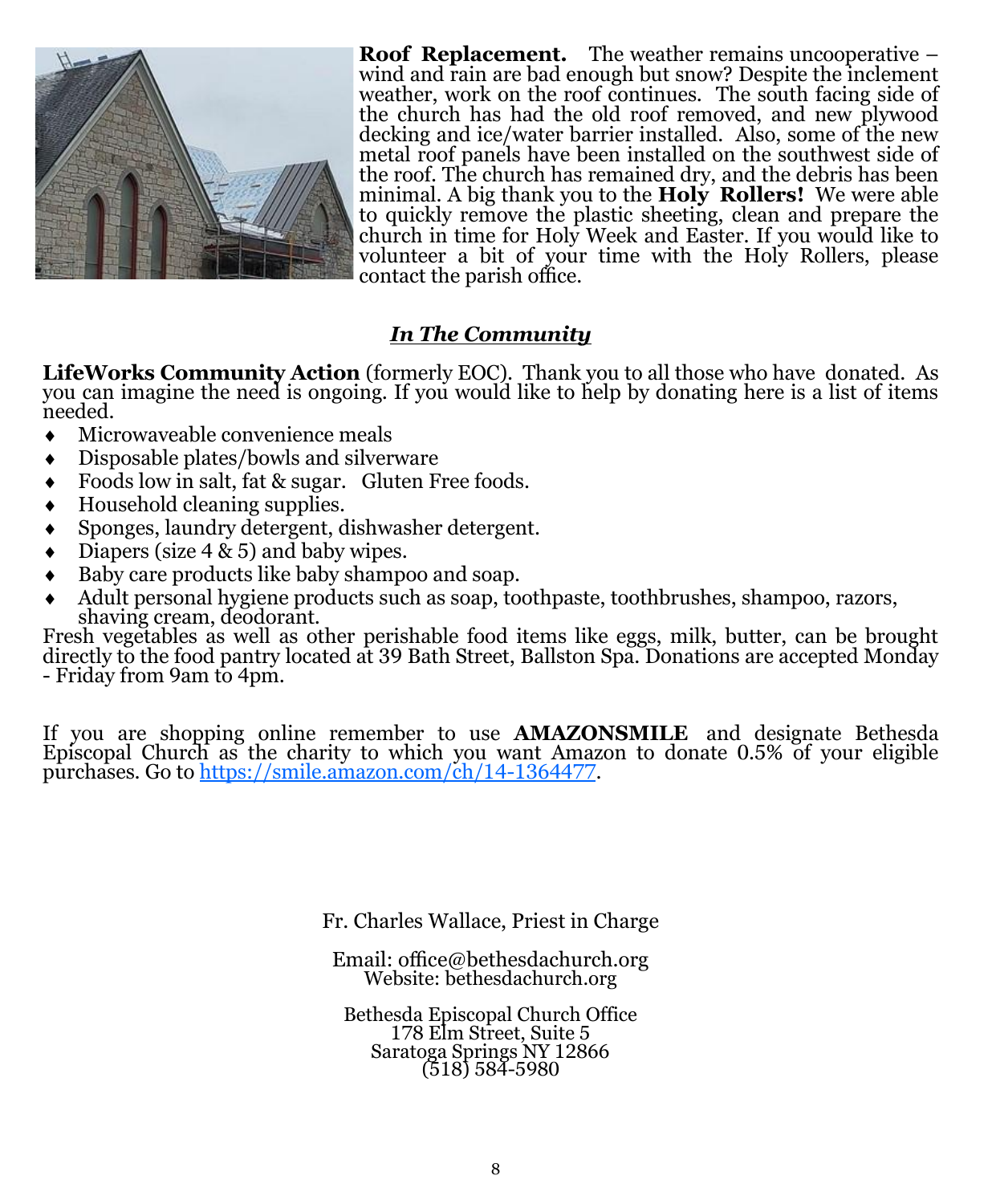**Roof Replacement.** The weather remains uncooperative – wind and rain are bad enough but snow? Despite the inclement weather, work on the roof continues. The south facing side of the church has had the old roof removed, and new plywood decking and ice/water barrier installed. Also, some of the new metal roof panels have been installed on the southwest side of the roof. The church has remained dry, and the debris has been minimal. A big thank you to the **Holy Rollers!** We were able to quickly remove the plastic sheeting, clean and prepare the church in time for Holy Week and Easter. If you would like to volunteer a bit of your time with the Holy Rollers, please contact the parish office.

## ***In The Community***

**LifeWorks Community Action** (formerly EOC). Thank you to all those who have donated. As you can imagine the need is ongoing. If you would like to help by donating here is a list of items needed.

- Microwaveable convenience meals
- Disposable plates/bowls and silverware
- Foods low in salt, fat & sugar. Gluten Free foods.
- Household cleaning supplies.
- Sponges, laundry detergent, dishwasher detergent.
- Diapers (size 4 & 5) and baby wipes.
- Baby care products like baby shampoo and soap.
- Adult personal hygiene products such as soap, toothpaste, toothbrushes, shampoo, razors, shaving cream, deodorant.

Fresh vegetables as well as other perishable food items like eggs, milk, butter, can be brought directly to the food pantry located at 39 Bath Street, Ballston Spa. Donations are accepted Monday - Friday from 9am to 4pm.

If you are shopping online remember to use **AMAZONSMILE** and designate Bethesda Episcopal Church as the charity to which you want Amazon to donate 0.5% of your eligible purchases. Go to https://smile.amazon.com/ch/14-1364477.

Fr. Charles Wallace, Priest in Charge

Email: office@bethesdachurch.org
Website: bethesdachurch.org

Bethesda Episcopal Church Office
178 Elm Street, Suite 5
Saratoga Springs NY 12866
(518) 584-5980